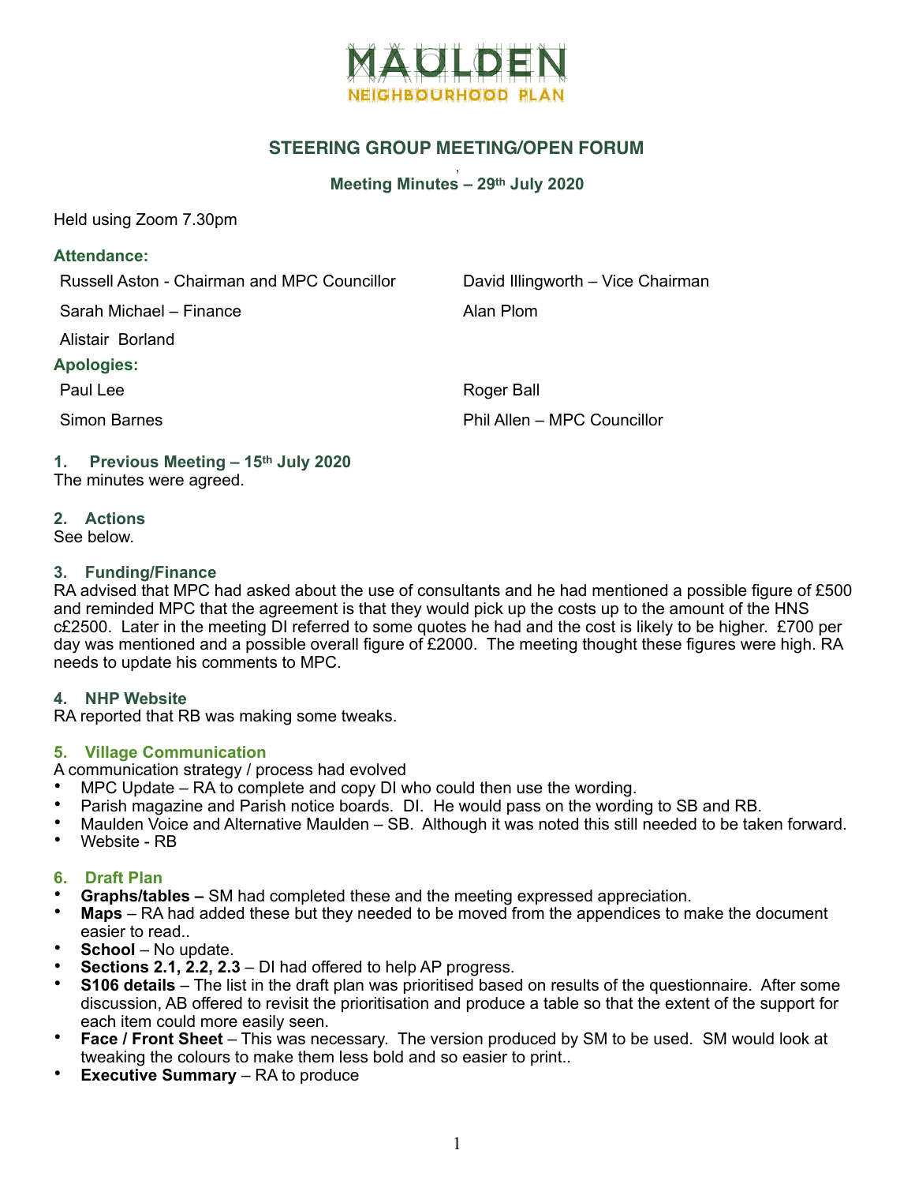# MAULDEN

NEIGHBOURHOOD PLAN

## STEERING GROUP MEETING/OPEN FORUM

### Meeting Minutes – 29th July 2020

Held using Zoom 7.30pm

**Attendance:**

| | |
|---|---|
| Russell Aston - Chairman and MPC Councillor | David Illingworth – Vice Chairman |
| Sarah Michael – Finance | Alan Plom |
| Alistair Borland | |

**Apologies:**

| | |
|---|---|
| Paul Lee | Roger Ball |
| Simon Barnes | Phil Allen – MPC Councillor |

### 1. Previous Meeting – 15th July 2020

The minutes were agreed.

### 2. Actions

See below.

### 3. Funding/Finance

RA advised that MPC had asked about the use of consultants and he had mentioned a possible figure of £500 and reminded MPC that the agreement is that they would pick up the costs up to the amount of the HNS c£2500. Later in the meeting DI referred to some quotes he had and the cost is likely to be higher. £700 per day was mentioned and a possible overall figure of £2000. The meeting thought these figures were high. RA needs to update his comments to MPC.

### 4. NHP Website

RA reported that RB was making some tweaks.

### 5. Village Communication

A communication strategy / process had evolved

- MPC Update – RA to complete and copy DI who could then use the wording.
- Parish magazine and Parish notice boards. DI. He would pass on the wording to SB and RB.
- Maulden Voice and Alternative Maulden – SB. Although it was noted this still needed to be taken forward.
- Website - RB

### 6. Draft Plan

- **Graphs/tables –** SM had completed these and the meeting expressed appreciation.
- **Maps** – RA had added these but they needed to be moved from the appendices to make the document easier to read..
- **School** – No update.
- **Sections 2.1, 2.2, 2.3** – DI had offered to help AP progress.
- **S106 details** – The list in the draft plan was prioritised based on results of the questionnaire. After some discussion, AB offered to revisit the prioritisation and produce a table so that the extent of the support for each item could more easily seen.
- **Face / Front Sheet** – This was necessary. The version produced by SM to be used. SM would look at tweaking the colours to make them less bold and so easier to print..
- **Executive Summary** – RA to produce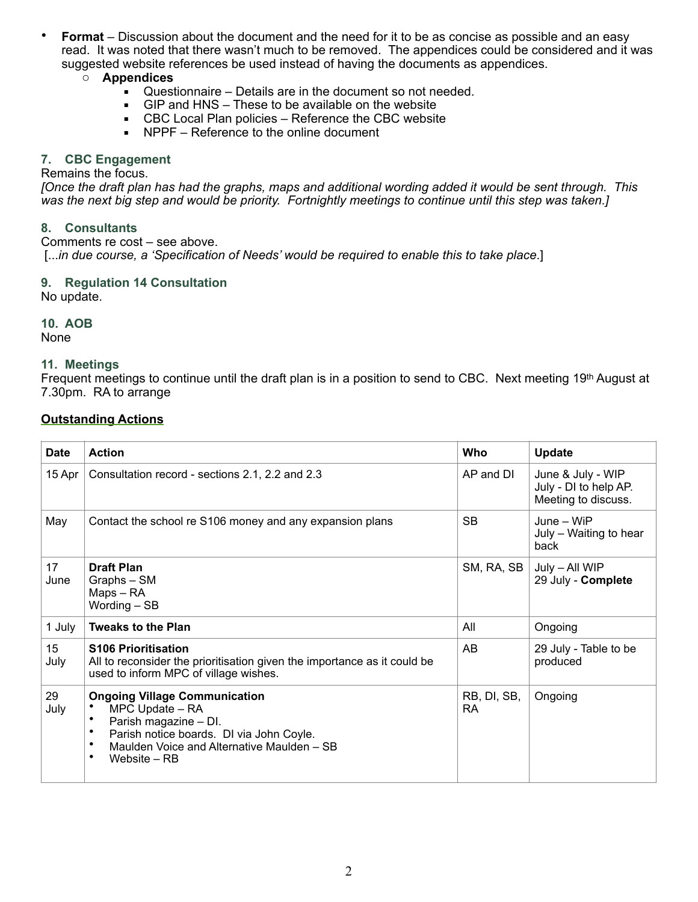- **Format** – Discussion about the document and the need for it to be as concise as possible and an easy read. It was noted that there wasn't much to be removed. The appendices could be considered and it was suggested website references be used instead of having the documents as appendices.
  - **Appendices**
    - Questionnaire – Details are in the document so not needed.
    - GIP and HNS – These to be available on the website
    - CBC Local Plan policies – Reference the CBC website
    - NPPF – Reference to the online document

### 7. CBC Engagement

Remains the focus.

*[Once the draft plan has had the graphs, maps and additional wording added it would be sent through. This was the next big step and would be priority. Fortnightly meetings to continue until this step was taken.]*

### 8. Consultants

Comments re cost – see above.

[...*in due course, a 'Specification of Needs' would be required to enable this to take place*.]

### 9. Regulation 14 Consultation

No update.

### 10. AOB

None

### 11. Meetings

Frequent meetings to continue until the draft plan is in a position to send to CBC. Next meeting 19th August at 7.30pm. RA to arrange

## Outstanding Actions

| Date | Action | Who | Update |
|---|---|---|---|
| 15 Apr | Consultation record - sections 2.1, 2.2 and 2.3 | AP and DI | June & July - WIP<br>July - DI to help AP. Meeting to discuss. |
| May | Contact the school re S106 money and any expansion plans | SB | June – WiP<br>July – Waiting to hear back |
| 17 June | **Draft Plan**<br>Graphs – SM<br>Maps – RA<br>Wording – SB | SM, RA, SB | July – All WIP<br>29 July - **Complete** |
| 1 July | **Tweaks to the Plan** | All | Ongoing |
| 15 July | **S106 Prioritisation**<br>All to reconsider the prioritisation given the importance as it could be used to inform MPC of village wishes. | AB | 29 July - Table to be produced |
| 29 July | **Ongoing Village Communication**<br>• MPC Update – RA<br>• Parish magazine – DI.<br>• Parish notice boards. DI via John Coyle.<br>• Maulden Voice and Alternative Maulden – SB<br>• Website – RB | RB, DI, SB, RA | Ongoing |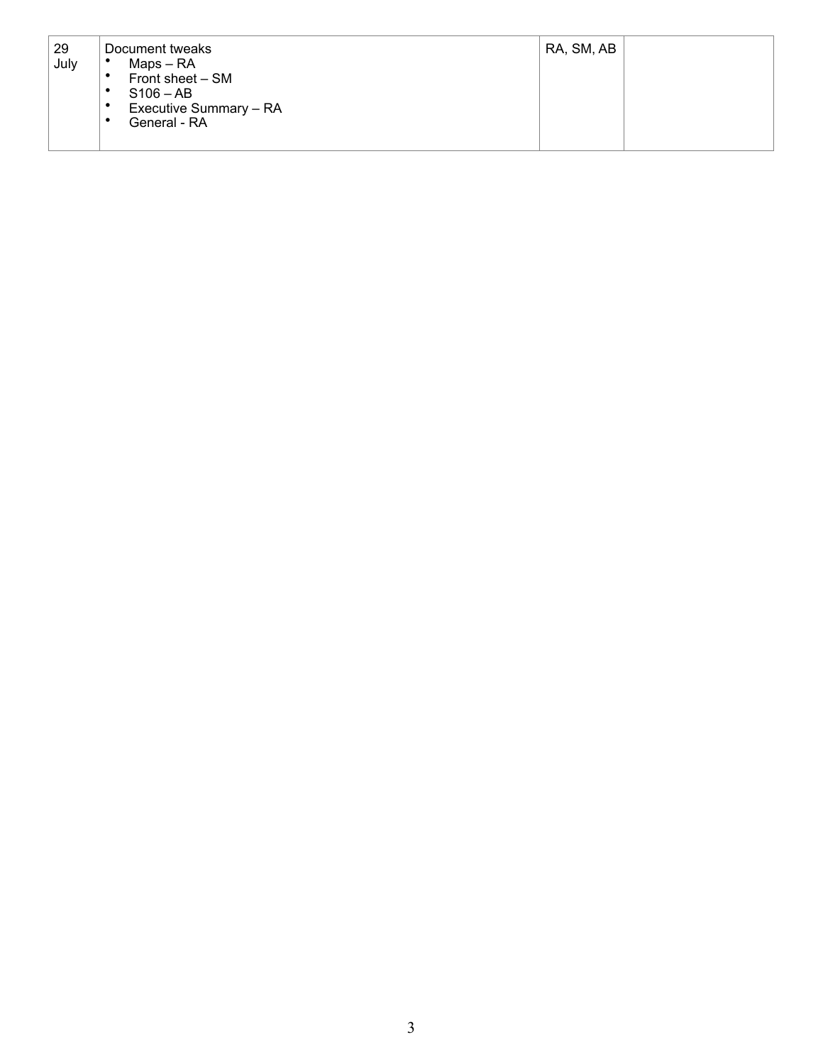| | | | |
|---|---|---|---|
| 29 July | Document tweaks<br>• Maps – RA<br>• Front sheet – SM<br>• S106 – AB<br>• Executive Summary – RA<br>• General - RA | RA, SM, AB | |